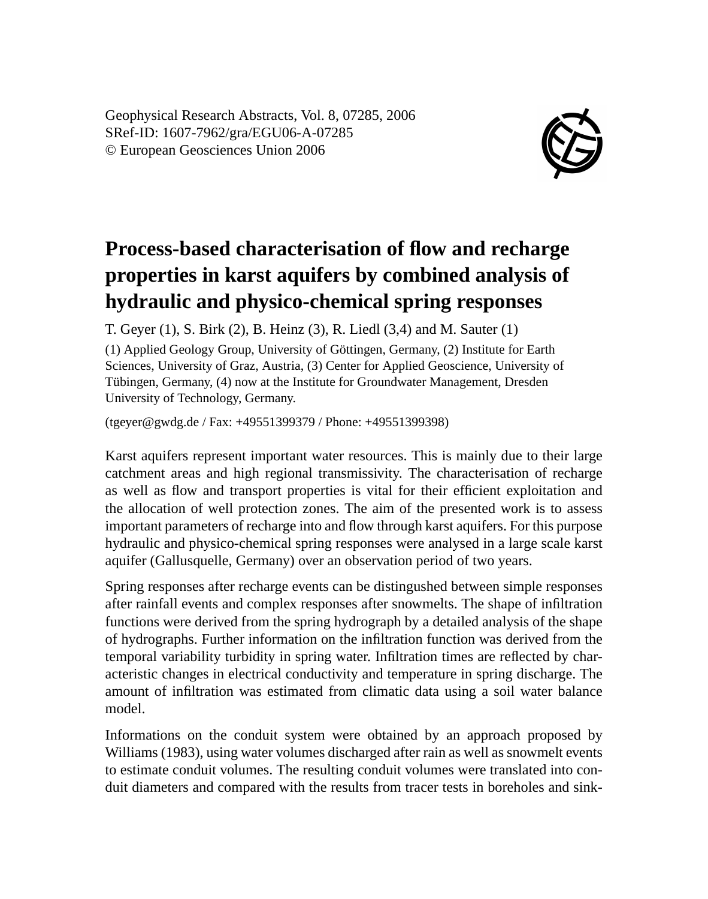Geophysical Research Abstracts, Vol. 8, 07285, 2006
SRef-ID: 1607-7962/gra/EGU06-A-07285
© European Geosciences Union 2006

# Process-based characterisation of flow and recharge properties in karst aquifers by combined analysis of hydraulic and physico-chemical spring responses

T. Geyer (1), S. Birk (2), B. Heinz (3), R. Liedl (3,4) and M. Sauter (1)

(1) Applied Geology Group, University of Göttingen, Germany, (2) Institute for Earth Sciences, University of Graz, Austria, (3) Center for Applied Geoscience, University of Tübingen, Germany, (4) now at the Institute for Groundwater Management, Dresden University of Technology, Germany.

(tgeyer@gwdg.de / Fax: +49551399379 / Phone: +49551399398)

Karst aquifers represent important water resources. This is mainly due to their large catchment areas and high regional transmissivity. The characterisation of recharge as well as flow and transport properties is vital for their efficient exploitation and the allocation of well protection zones. The aim of the presented work is to assess important parameters of recharge into and flow through karst aquifers. For this purpose hydraulic and physico-chemical spring responses were analysed in a large scale karst aquifer (Gallusquelle, Germany) over an observation period of two years.

Spring responses after recharge events can be distingushed between simple responses after rainfall events and complex responses after snowmelts. The shape of infiltration functions were derived from the spring hydrograph by a detailed analysis of the shape of hydrographs. Further information on the infiltration function was derived from the temporal variability turbidity in spring water. Infiltration times are reflected by characteristic changes in electrical conductivity and temperature in spring discharge. The amount of infiltration was estimated from climatic data using a soil water balance model.

Informations on the conduit system were obtained by an approach proposed by Williams (1983), using water volumes discharged after rain as well as snowmelt events to estimate conduit volumes. The resulting conduit volumes were translated into conduit diameters and compared with the results from tracer tests in boreholes and sink-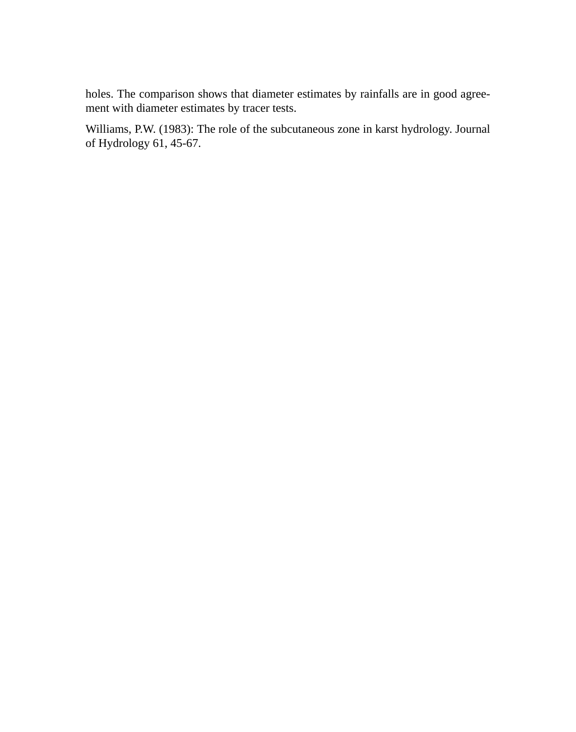holes. The comparison shows that diameter estimates by rainfalls are in good agreement with diameter estimates by tracer tests.

Williams, P.W. (1983): The role of the subcutaneous zone in karst hydrology. Journal of Hydrology 61, 45-67.